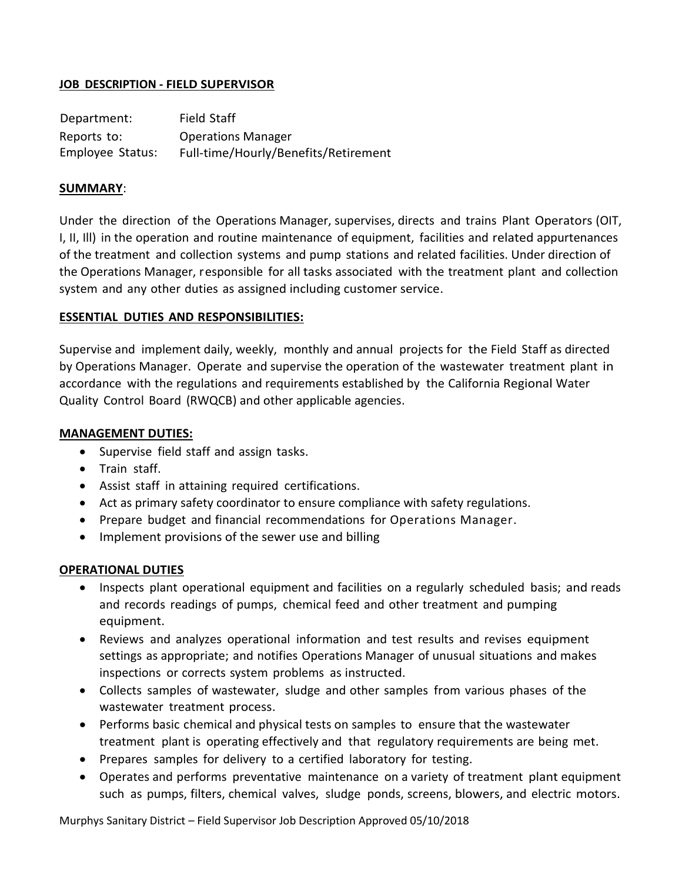**JOB DESCRIPTION - FIELD SUPERVISOR**

| | |
|---|---|
| Department: | Field Staff |
| Reports to: | Operations Manager |
| Employee Status: | Full-time/Hourly/Benefits/Retirement |

**SUMMARY**:

Under the direction of the Operations Manager, supervises, directs and trains Plant Operators (OIT, I, II, Ill) in the operation and routine maintenance of equipment, facilities and related appurtenances of the treatment and collection systems and pump stations and related facilities. Under direction of the Operations Manager, responsible for all tasks associated with the treatment plant and collection system and any other duties as assigned including customer service.

**ESSENTIAL DUTIES AND RESPONSIBILITIES:**

Supervise and implement daily, weekly, monthly and annual projects for the Field Staff as directed by Operations Manager. Operate and supervise the operation of the wastewater treatment plant in accordance with the regulations and requirements established by the California Regional Water Quality Control Board (RWQCB) and other applicable agencies.

**MANAGEMENT DUTIES:**

- Supervise field staff and assign tasks.
- Train staff.
- Assist staff in attaining required certifications.
- Act as primary safety coordinator to ensure compliance with safety regulations.
- Prepare budget and financial recommendations for Operations Manager.
- Implement provisions of the sewer use and billing

**OPERATIONAL DUTIES**

- Inspects plant operational equipment and facilities on a regularly scheduled basis; and reads and records readings of pumps, chemical feed and other treatment and pumping equipment.
- Reviews and analyzes operational information and test results and revises equipment settings as appropriate; and notifies Operations Manager of unusual situations and makes inspections or corrects system problems as instructed.
- Collects samples of wastewater, sludge and other samples from various phases of the wastewater treatment process.
- Performs basic chemical and physical tests on samples to ensure that the wastewater treatment plant is operating effectively and that regulatory requirements are being met.
- Prepares samples for delivery to a certified laboratory for testing.
- Operates and performs preventative maintenance on a variety of treatment plant equipment such as pumps, filters, chemical valves, sludge ponds, screens, blowers, and electric motors.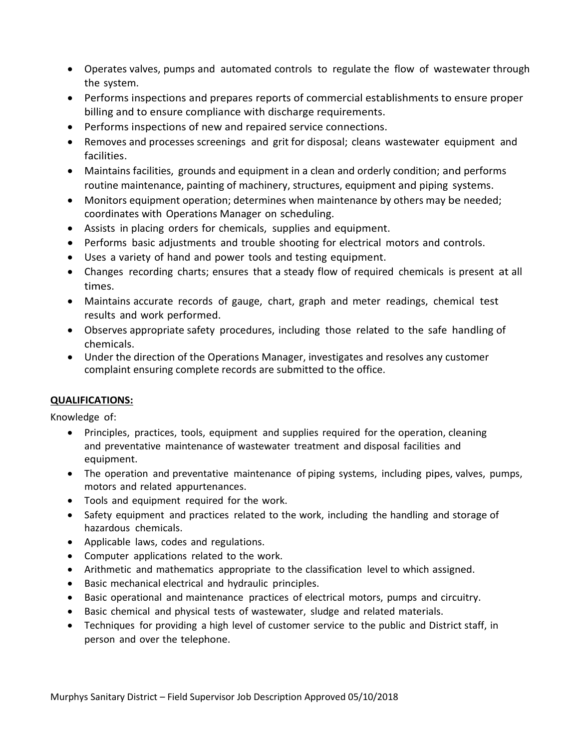- Operates valves, pumps and automated controls to regulate the flow of wastewater through the system.
- Performs inspections and prepares reports of commercial establishments to ensure proper billing and to ensure compliance with discharge requirements.
- Performs inspections of new and repaired service connections.
- Removes and processes screenings and grit for disposal; cleans wastewater equipment and facilities.
- Maintains facilities, grounds and equipment in a clean and orderly condition; and performs routine maintenance, painting of machinery, structures, equipment and piping systems.
- Monitors equipment operation; determines when maintenance by others may be needed; coordinates with Operations Manager on scheduling.
- Assists in placing orders for chemicals, supplies and equipment.
- Performs basic adjustments and trouble shooting for electrical motors and controls.
- Uses a variety of hand and power tools and testing equipment.
- Changes recording charts; ensures that a steady flow of required chemicals is present at all times.
- Maintains accurate records of gauge, chart, graph and meter readings, chemical test results and work performed.
- Observes appropriate safety procedures, including those related to the safe handling of chemicals.
- Under the direction of the Operations Manager, investigates and resolves any customer complaint ensuring complete records are submitted to the office.

**QUALIFICATIONS:**

Knowledge of:

- Principles, practices, tools, equipment and supplies required for the operation, cleaning and preventative maintenance of wastewater treatment and disposal facilities and equipment.
- The operation and preventative maintenance of piping systems, including pipes, valves, pumps, motors and related appurtenances.
- Tools and equipment required for the work.
- Safety equipment and practices related to the work, including the handling and storage of hazardous chemicals.
- Applicable laws, codes and regulations.
- Computer applications related to the work.
- Arithmetic and mathematics appropriate to the classification level to which assigned.
- Basic mechanical electrical and hydraulic principles.
- Basic operational and maintenance practices of electrical motors, pumps and circuitry.
- Basic chemical and physical tests of wastewater, sludge and related materials.
- Techniques for providing a high level of customer service to the public and District staff, in person and over the telephone.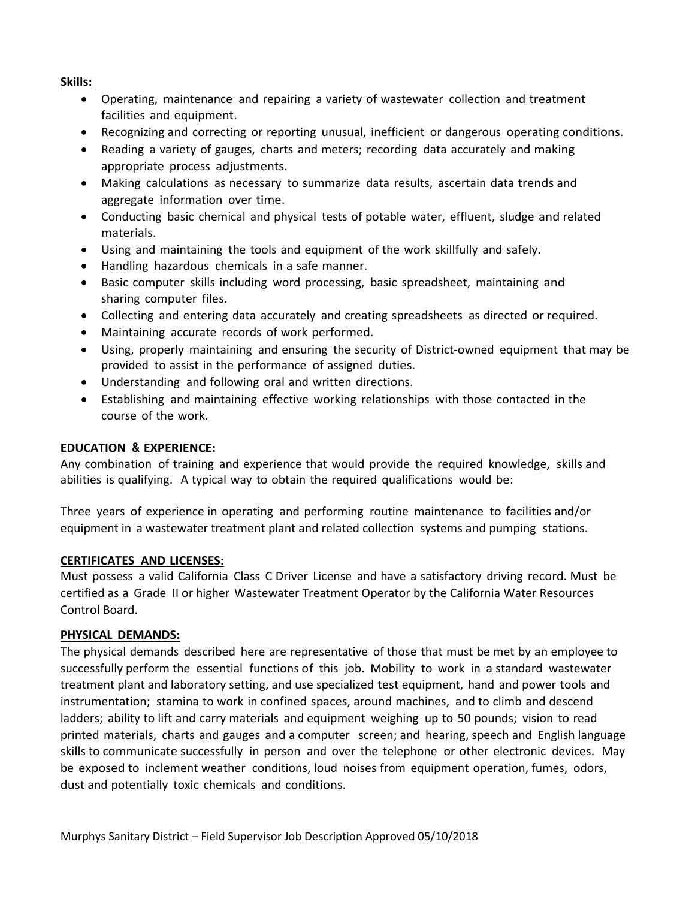**Skills:**

- Operating, maintenance and repairing a variety of wastewater collection and treatment facilities and equipment.
- Recognizing and correcting or reporting unusual, inefficient or dangerous operating conditions.
- Reading a variety of gauges, charts and meters; recording data accurately and making appropriate process adjustments.
- Making calculations as necessary to summarize data results, ascertain data trends and aggregate information over time.
- Conducting basic chemical and physical tests of potable water, effluent, sludge and related materials.
- Using and maintaining the tools and equipment of the work skillfully and safely.
- Handling hazardous chemicals in a safe manner.
- Basic computer skills including word processing, basic spreadsheet, maintaining and sharing computer files.
- Collecting and entering data accurately and creating spreadsheets as directed or required.
- Maintaining accurate records of work performed.
- Using, properly maintaining and ensuring the security of District-owned equipment that may be provided to assist in the performance of assigned duties.
- Understanding and following oral and written directions.
- Establishing and maintaining effective working relationships with those contacted in the course of the work.

**EDUCATION & EXPERIENCE:**

Any combination of training and experience that would provide the required knowledge, skills and abilities is qualifying. A typical way to obtain the required qualifications would be:

Three years of experience in operating and performing routine maintenance to facilities and/or equipment in a wastewater treatment plant and related collection systems and pumping stations.

**CERTIFICATES AND LICENSES:**

Must possess a valid California Class C Driver License and have a satisfactory driving record. Must be certified as a Grade II or higher Wastewater Treatment Operator by the California Water Resources Control Board.

**PHYSICAL DEMANDS:**

The physical demands described here are representative of those that must be met by an employee to successfully perform the essential functions of this job. Mobility to work in a standard wastewater treatment plant and laboratory setting, and use specialized test equipment, hand and power tools and instrumentation; stamina to work in confined spaces, around machines, and to climb and descend ladders; ability to lift and carry materials and equipment weighing up to 50 pounds; vision to read printed materials, charts and gauges and a computer screen; and hearing, speech and English language skills to communicate successfully in person and over the telephone or other electronic devices. May be exposed to inclement weather conditions, loud noises from equipment operation, fumes, odors, dust and potentially toxic chemicals and conditions.